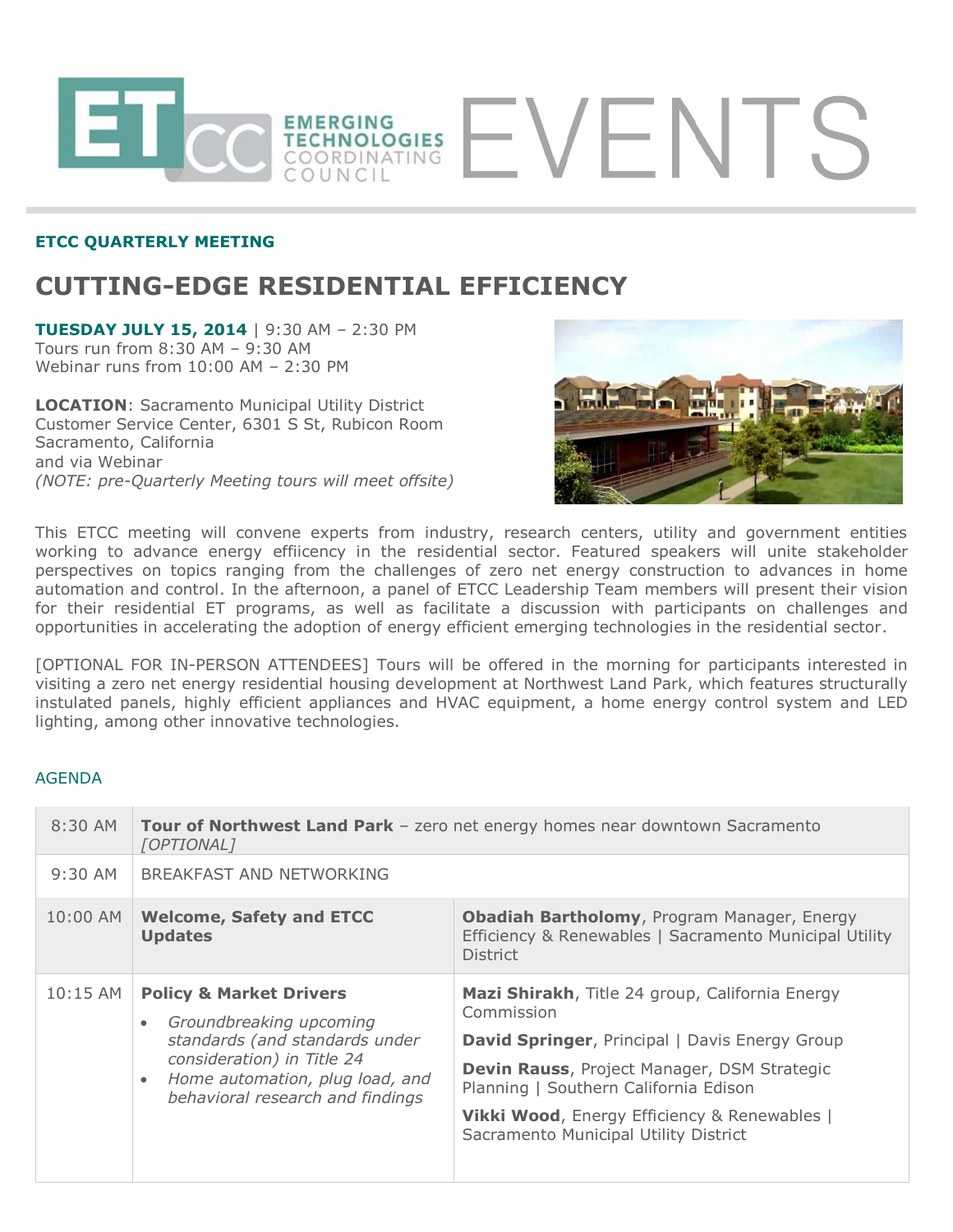# ETCC EVENTS

**ETCC QUARTERLY MEETING**

## CUTTING-EDGE RESIDENTIAL EFFICIENCY

**TUESDAY JULY 15, 2014** | 9:30 AM – 2:30 PM
Tours run from 8:30 AM – 9:30 AM
Webinar runs from 10:00 AM – 2:30 PM

**LOCATION**: Sacramento Municipal Utility District
Customer Service Center, 6301 S St, Rubicon Room
Sacramento, California
and via Webinar
*(NOTE: pre-Quarterly Meeting tours will meet offsite)*

This ETCC meeting will convene experts from industry, research centers, utility and government entities working to advance energy effiicency in the residential sector. Featured speakers will unite stakeholder perspectives on topics ranging from the challenges of zero net energy construction to advances in home automation and control. In the afternoon, a panel of ETCC Leadership Team members will present their vision for their residential ET programs, as well as facilitate a discussion with participants on challenges and opportunities in accelerating the adoption of energy efficient emerging technologies in the residential sector.

[OPTIONAL FOR IN-PERSON ATTENDEES] Tours will be offered in the morning for participants interested in visiting a zero net energy residential housing development at Northwest Land Park, which features structurally instulated panels, highly efficient appliances and HVAC equipment, a home energy control system and LED lighting, among other innovative technologies.

### AGENDA

| Time | Session | Speakers |
|---|---|---|
| 8:30 AM | **Tour of Northwest Land Park** – zero net energy homes near downtown Sacramento *[OPTIONAL]* | |
| 9:30 AM | BREAKFAST AND NETWORKING | |
| 10:00 AM | **Welcome, Safety and ETCC Updates** | **Obadiah Bartholomy**, Program Manager, Energy Efficiency & Renewables \| Sacramento Municipal Utility District |
| 10:15 AM | **Policy & Market Drivers**<br>• *Groundbreaking upcoming standards (and standards under consideration) in Title 24*<br>• *Home automation, plug load, and behavioral research and findings* | **Mazi Shirakh**, Title 24 group, California Energy Commission<br>**David Springer**, Principal \| Davis Energy Group<br>**Devin Rauss**, Project Manager, DSM Strategic Planning \| Southern California Edison<br>**Vikki Wood**, Energy Efficiency & Renewables \| Sacramento Municipal Utility District |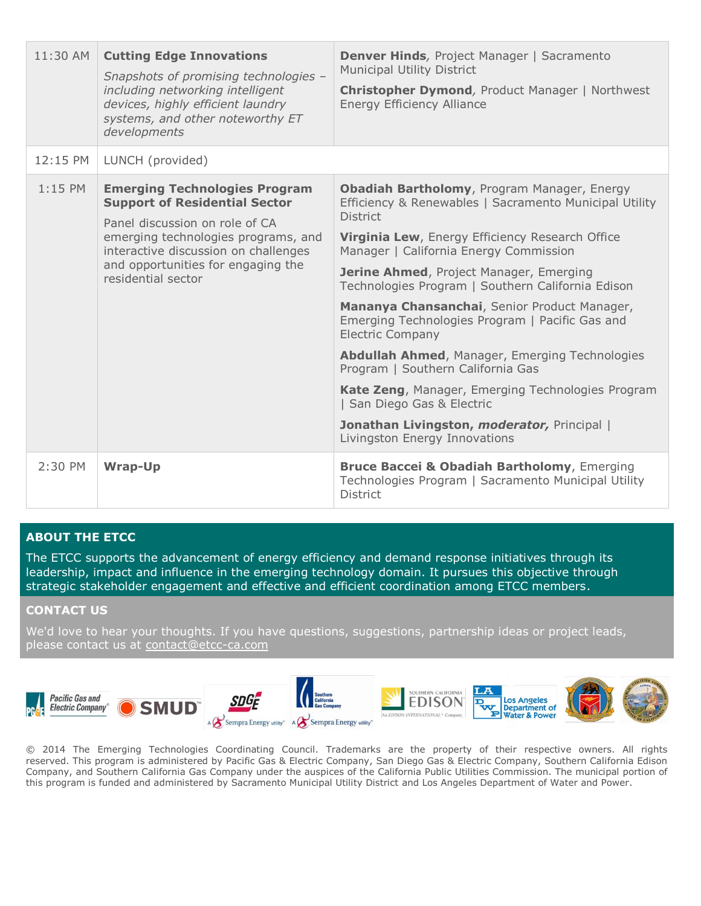| | | |
|---|---|---|
| 11:30 AM | **Cutting Edge Innovations** <br> *Snapshots of promising technologies – including networking intelligent devices, highly efficient laundry systems, and other noteworthy ET developments* | **Denver Hinds**, Project Manager \| Sacramento Municipal Utility District <br> **Christopher Dymond**, Product Manager \| Northwest Energy Efficiency Alliance |
| 12:15 PM | LUNCH (provided) | |
| 1:15 PM | **Emerging Technologies Program Support of Residential Sector** <br> Panel discussion on role of CA emerging technologies programs, and interactive discussion on challenges and opportunities for engaging the residential sector | **Obadiah Bartholomy**, Program Manager, Energy Efficiency & Renewables \| Sacramento Municipal Utility District <br> **Virginia Lew**, Energy Efficiency Research Office Manager \| California Energy Commission <br> **Jerine Ahmed**, Project Manager, Emerging Technologies Program \| Southern California Edison <br> **Mananya Chansanchai**, Senior Product Manager, Emerging Technologies Program \| Pacific Gas and Electric Company <br> **Abdullah Ahmed**, Manager, Emerging Technologies Program \| Southern California Gas <br> **Kate Zeng**, Manager, Emerging Technologies Program \| San Diego Gas & Electric <br> **Jonathan Livingston, *moderator,*** Principal \| Livingston Energy Innovations |
| 2:30 PM | **Wrap-Up** | **Bruce Baccei & Obadiah Bartholomy**, Emerging Technologies Program \| Sacramento Municipal Utility District |

## ABOUT THE ETCC

The ETCC supports the advancement of energy efficiency and demand response initiatives through its leadership, impact and influence in the emerging technology domain. It pursues this objective through strategic stakeholder engagement and effective and efficient coordination among ETCC members.

## CONTACT US

We'd love to hear your thoughts. If you have questions, suggestions, partnership ideas or project leads, please contact us at contact@etcc-ca.com

© 2014 The Emerging Technologies Coordinating Council. Trademarks are the property of their respective owners. All rights reserved. This program is administered by Pacific Gas & Electric Company, San Diego Gas & Electric Company, Southern California Edison Company, and Southern California Gas Company under the auspices of the California Public Utilities Commission. The municipal portion of this program is funded and administered by Sacramento Municipal Utility District and Los Angeles Department of Water and Power.